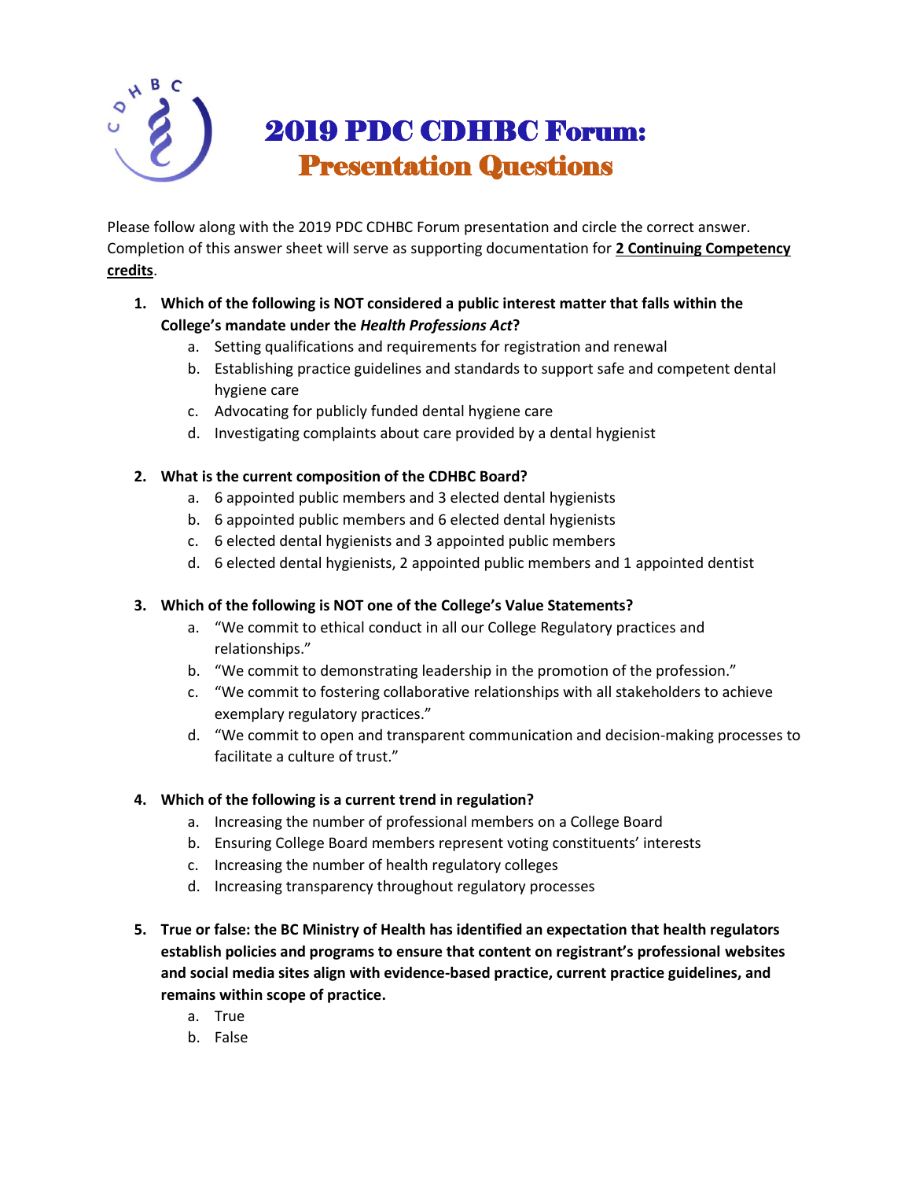# 2019 PDC CDHBC Forum: Presentation Questions

Please follow along with the 2019 PDC CDHBC Forum presentation and circle the correct answer. Completion of this answer sheet will serve as supporting documentation for **2 Continuing Competency credits**.

1. **Which of the following is NOT considered a public interest matter that falls within the College's mandate under the *Health Professions Act*?**
   a. Setting qualifications and requirements for registration and renewal
   b. Establishing practice guidelines and standards to support safe and competent dental hygiene care
   c. Advocating for publicly funded dental hygiene care
   d. Investigating complaints about care provided by a dental hygienist

2. **What is the current composition of the CDHBC Board?**
   a. 6 appointed public members and 3 elected dental hygienists
   b. 6 appointed public members and 6 elected dental hygienists
   c. 6 elected dental hygienists and 3 appointed public members
   d. 6 elected dental hygienists, 2 appointed public members and 1 appointed dentist

3. **Which of the following is NOT one of the College's Value Statements?**
   a. "We commit to ethical conduct in all our College Regulatory practices and relationships."
   b. "We commit to demonstrating leadership in the promotion of the profession."
   c. "We commit to fostering collaborative relationships with all stakeholders to achieve exemplary regulatory practices."
   d. "We commit to open and transparent communication and decision-making processes to facilitate a culture of trust."

4. **Which of the following is a current trend in regulation?**
   a. Increasing the number of professional members on a College Board
   b. Ensuring College Board members represent voting constituents' interests
   c. Increasing the number of health regulatory colleges
   d. Increasing transparency throughout regulatory processes

5. **True or false: the BC Ministry of Health has identified an expectation that health regulators establish policies and programs to ensure that content on registrant's professional websites and social media sites align with evidence-based practice, current practice guidelines, and remains within scope of practice.**
   a. True
   b. False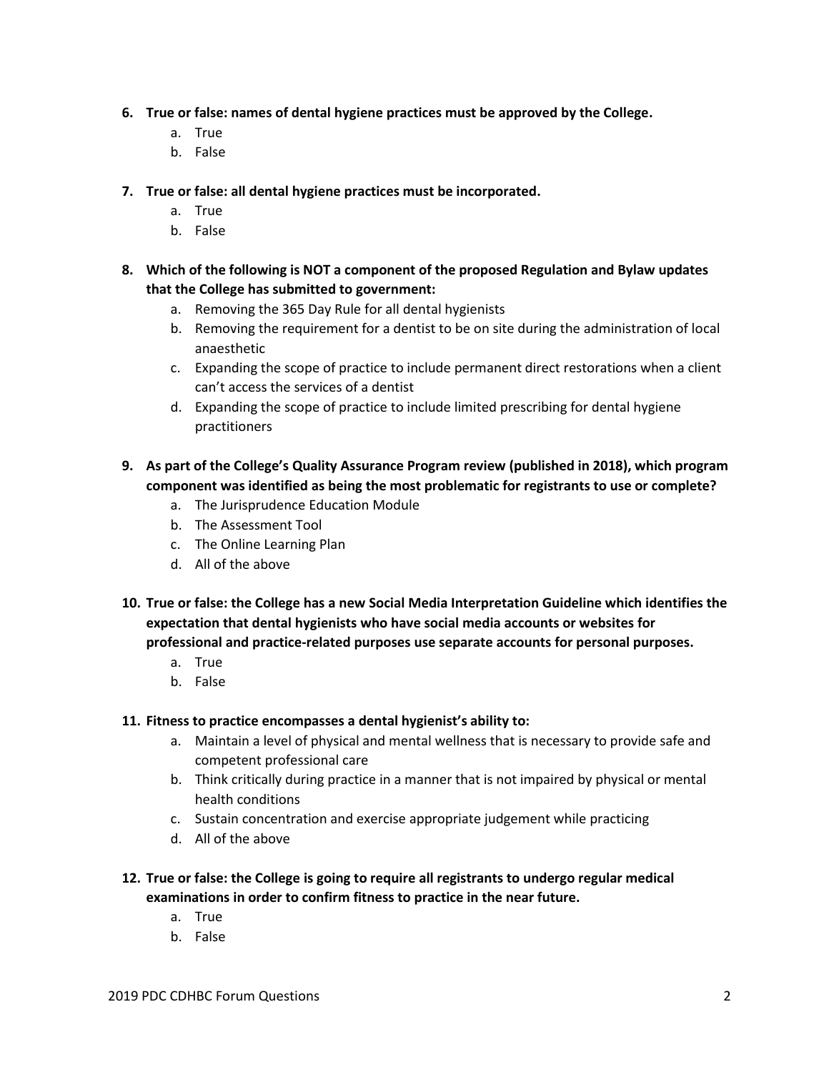**6. True or false: names of dental hygiene practices must be approved by the College.**

a. True
b. False

**7. True or false: all dental hygiene practices must be incorporated.**

a. True
b. False

**8. Which of the following is NOT a component of the proposed Regulation and Bylaw updates that the College has submitted to government:**

a. Removing the 365 Day Rule for all dental hygienists
b. Removing the requirement for a dentist to be on site during the administration of local anaesthetic
c. Expanding the scope of practice to include permanent direct restorations when a client can't access the services of a dentist
d. Expanding the scope of practice to include limited prescribing for dental hygiene practitioners

**9. As part of the College's Quality Assurance Program review (published in 2018), which program component was identified as being the most problematic for registrants to use or complete?**

a. The Jurisprudence Education Module
b. The Assessment Tool
c. The Online Learning Plan
d. All of the above

**10. True or false: the College has a new Social Media Interpretation Guideline which identifies the expectation that dental hygienists who have social media accounts or websites for professional and practice-related purposes use separate accounts for personal purposes.**

a. True
b. False

**11. Fitness to practice encompasses a dental hygienist's ability to:**

a. Maintain a level of physical and mental wellness that is necessary to provide safe and competent professional care
b. Think critically during practice in a manner that is not impaired by physical or mental health conditions
c. Sustain concentration and exercise appropriate judgement while practicing
d. All of the above

**12. True or false: the College is going to require all registrants to undergo regular medical examinations in order to confirm fitness to practice in the near future.**

a. True
b. False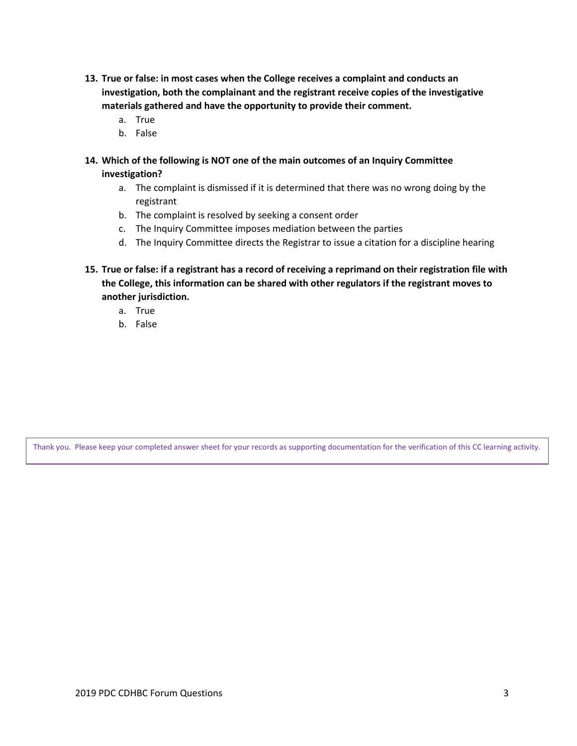**13. True or false: in most cases when the College receives a complaint and conducts an investigation, both the complainant and the registrant receive copies of the investigative materials gathered and have the opportunity to provide their comment.**

a. True
b. False

**14. Which of the following is NOT one of the main outcomes of an Inquiry Committee investigation?**

a. The complaint is dismissed if it is determined that there was no wrong doing by the registrant
b. The complaint is resolved by seeking a consent order
c. The Inquiry Committee imposes mediation between the parties
d. The Inquiry Committee directs the Registrar to issue a citation for a discipline hearing

**15. True or false: if a registrant has a record of receiving a reprimand on their registration file with the College, this information can be shared with other regulators if the registrant moves to another jurisdiction.**

a. True
b. False

Thank you. Please keep your completed answer sheet for your records as supporting documentation for the verification of this CC learning activity.